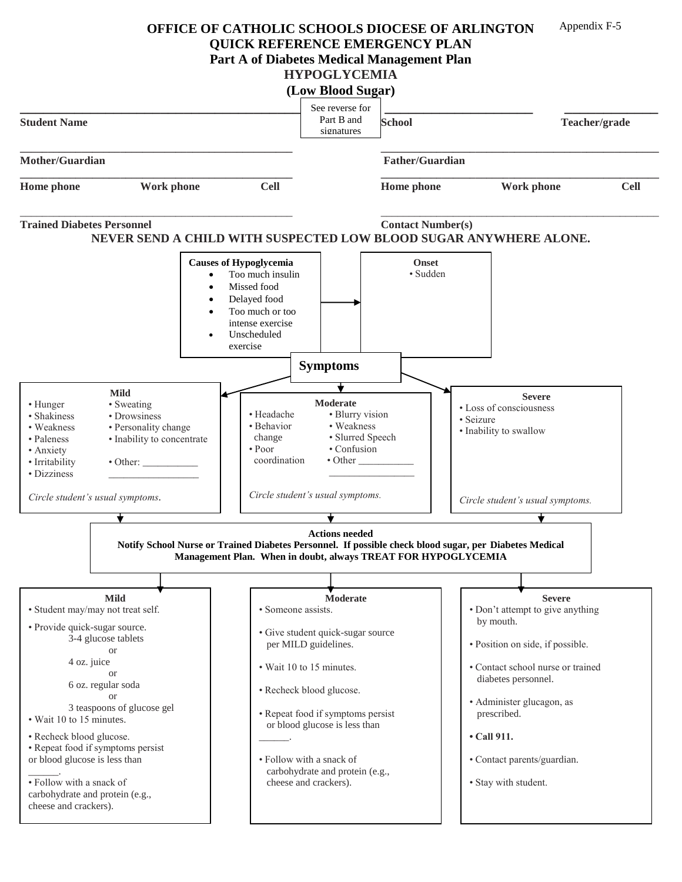Appendix F-5

# OFFICE OF CATHOLIC SCHOOLS DIOCESE OF ARLINGTON
## QUICK REFERENCE EMERGENCY PLAN
## Part A of Diabetes Medical Management Plan
## HYPOGLYCEMIA
## (Low Blood Sugar)

See reverse for Part B and signatures

| | |
|---|---|
| ______________________ **Student Name** | ______________ **School** ______________ **Teacher/grade** |
| ______________________ **Mother/Guardian** | ______________________ **Father/Guardian** |
| ______________________ **Home phone** **Work phone** **Cell** | ______________________ **Home phone** **Work phone** **Cell** |
| ______________________ **Trained Diabetes Personnel** | ______________________ **Contact Number(s)** |

**NEVER SEND A CHILD WITH SUSPECTED LOW BLOOD SUGAR ANYWHERE ALONE.**

**Causes of Hypoglycemia**
- Too much insulin
- Missed food
- Delayed food
- Too much or too intense exercise
- Unscheduled exercise

**Onset**
- Sudden

## Symptoms

**Mild**
- Hunger
- Shakiness
- Weakness
- Paleness
- Anxiety
- Irritability
- Dizziness
- Sweating
- Drowsiness
- Personality change
- Inability to concentrate
- Other: ___________ _________________

*Circle student's usual symptoms.*

**Moderate**
- Headache
- Behavior change
- Poor coordination
- Blurry vision
- Weakness
- Slurred Speech
- Confusion
- Other ___________ _________________

*Circle student's usual symptoms.*

**Severe**
- Loss of consciousness
- Seizure
- Inability to swallow

*Circle student's usual symptoms.*

**Actions needed**

**Notify School Nurse or Trained Diabetes Personnel. If possible check blood sugar, per Diabetes Medical Management Plan. When in doubt, always TREAT FOR HYPOGLYCEMIA**

**Mild**
- Student may/may not treat self.
- Provide quick-sugar source.
  - 3-4 glucose tablets
  - or
  - 4 oz. juice
  - or
  - 6 oz. regular soda
  - or
  - 3 teaspoons of glucose gel
- Wait 10 to 15 minutes.
- Recheck blood glucose.
- Repeat food if symptoms persist or blood glucose is less than ______.
- Follow with a snack of carbohydrate and protein (e.g., cheese and crackers).

**Moderate**
- Someone assists.
- Give student quick-sugar source per MILD guidelines.
- Wait 10 to 15 minutes.
- Recheck blood glucose.
- Repeat food if symptoms persist or blood glucose is less than ______.
- Follow with a snack of carbohydrate and protein (e.g., cheese and crackers).

**Severe**
- Don't attempt to give anything by mouth.
- Position on side, if possible.
- Contact school nurse or trained diabetes personnel.
- Administer glucagon, as prescribed.
- **Call 911.**
- Contact parents/guardian.
- Stay with student.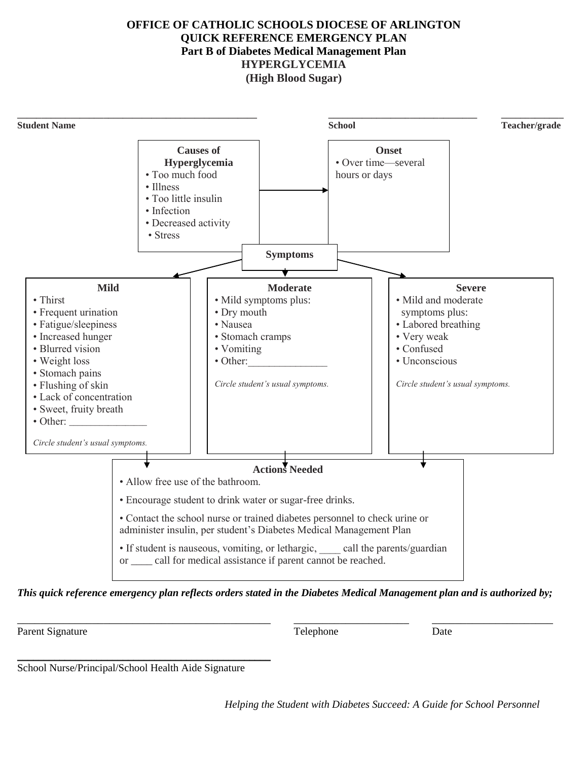# OFFICE OF CATHOLIC SCHOOLS DIOCESE OF ARLINGTON
## QUICK REFERENCE EMERGENCY PLAN
## Part B of Diabetes Medical Management Plan
## HYPERGLYCEMIA
## (High Blood Sugar)

_______________________________________________ Student Name

_____________________________ School

____________ Teacher/grade

**Causes of Hyperglycemia**
- Too much food
- Illness
- Too little insulin
- Infection
- Decreased activity
- Stress

**Onset**
- Over time—several hours or days

**Symptoms**

**Mild**
- Thirst
- Frequent urination
- Fatigue/sleepiness
- Increased hunger
- Blurred vision
- Weight loss
- Stomach pains
- Flushing of skin
- Lack of concentration
- Sweet, fruity breath
- Other: _______________

*Circle student's usual symptoms.*

**Moderate**
- Mild symptoms plus:
- Dry mouth
- Nausea
- Stomach cramps
- Vomiting
- Other:_______________

*Circle student's usual symptoms.*

**Severe**
- Mild and moderate symptoms plus:
- Labored breathing
- Very weak
- Confused
- Unconscious

*Circle student's usual symptoms.*

**Actions Needed**
- Allow free use of the bathroom.
- Encourage student to drink water or sugar-free drinks.
- Contact the school nurse or trained diabetes personnel to check urine or administer insulin, per student's Diabetes Medical Management Plan
- If student is nauseous, vomiting, or lethargic, ____ call the parents/guardian or ____ call for medical assistance if parent cannot be reached.

***This quick reference emergency plan reflects orders stated in the Diabetes Medical Management plan and is authorized by;***

_________________________________________________ Parent Signature

______________________ Telephone

_______________________ Date

_________________________________________________ School Nurse/Principal/School Health Aide Signature

*Helping the Student with Diabetes Succeed: A Guide for School Personnel*